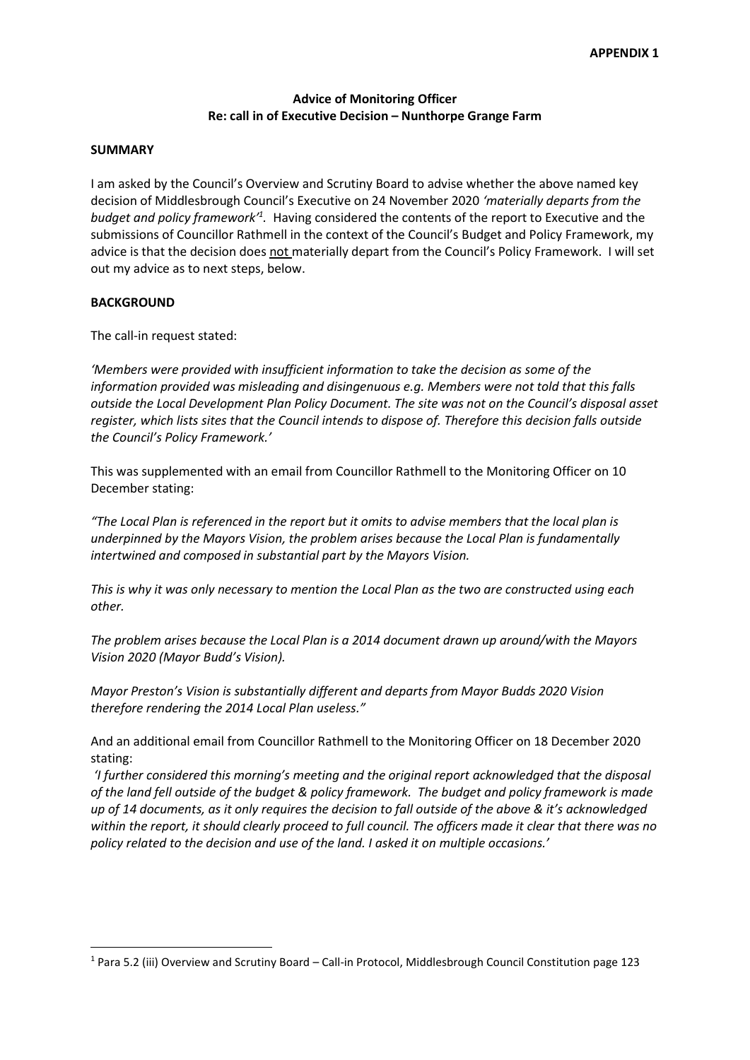**APPENDIX 1**

**Advice of Monitoring Officer**
**Re: call in of Executive Decision – Nunthorpe Grange Farm**

**SUMMARY**

I am asked by the Council's Overview and Scrutiny Board to advise whether the above named key decision of Middlesbrough Council's Executive on 24 November 2020 *'materially departs from the budget and policy framework'*[1]. Having considered the contents of the report to Executive and the submissions of Councillor Rathmell in the context of the Council's Budget and Policy Framework, my advice is that the decision does not materially depart from the Council's Policy Framework. I will set out my advice as to next steps, below.

**BACKGROUND**

The call-in request stated:

*'Members were provided with insufficient information to take the decision as some of the information provided was misleading and disingenuous e.g. Members were not told that this falls outside the Local Development Plan Policy Document. The site was not on the Council's disposal asset register, which lists sites that the Council intends to dispose of. Therefore this decision falls outside the Council's Policy Framework.'*

This was supplemented with an email from Councillor Rathmell to the Monitoring Officer on 10 December stating:

*"The Local Plan is referenced in the report but it omits to advise members that the local plan is underpinned by the Mayors Vision, the problem arises because the Local Plan is fundamentally intertwined and composed in substantial part by the Mayors Vision.*

*This is why it was only necessary to mention the Local Plan as the two are constructed using each other.*

*The problem arises because the Local Plan is a 2014 document drawn up around/with the Mayors Vision 2020 (Mayor Budd's Vision).*

*Mayor Preston's Vision is substantially different and departs from Mayor Budds 2020 Vision therefore rendering the 2014 Local Plan useless."*

And an additional email from Councillor Rathmell to the Monitoring Officer on 18 December 2020 stating:

*'I further considered this morning's meeting and the original report acknowledged that the disposal of the land fell outside of the budget & policy framework. The budget and policy framework is made up of 14 documents, as it only requires the decision to fall outside of the above & it's acknowledged within the report, it should clearly proceed to full council. The officers made it clear that there was no policy related to the decision and use of the land. I asked it on multiple occasions.'*

[1] Para 5.2 (iii) Overview and Scrutiny Board – Call-in Protocol, Middlesbrough Council Constitution page 123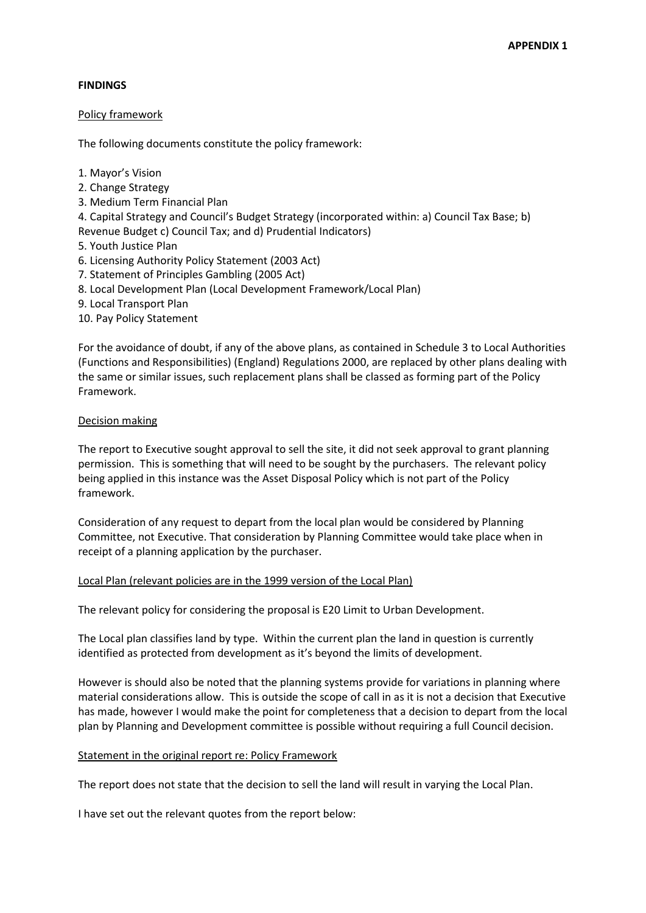**APPENDIX 1**

**FINDINGS**

Policy framework

The following documents constitute the policy framework:

1. Mayor's Vision
2. Change Strategy
3. Medium Term Financial Plan
4. Capital Strategy and Council's Budget Strategy (incorporated within: a) Council Tax Base; b) Revenue Budget c) Council Tax; and d) Prudential Indicators)
5. Youth Justice Plan
6. Licensing Authority Policy Statement (2003 Act)
7. Statement of Principles Gambling (2005 Act)
8. Local Development Plan (Local Development Framework/Local Plan)
9. Local Transport Plan
10. Pay Policy Statement

For the avoidance of doubt, if any of the above plans, as contained in Schedule 3 to Local Authorities (Functions and Responsibilities) (England) Regulations 2000, are replaced by other plans dealing with the same or similar issues, such replacement plans shall be classed as forming part of the Policy Framework.

Decision making

The report to Executive sought approval to sell the site, it did not seek approval to grant planning permission. This is something that will need to be sought by the purchasers. The relevant policy being applied in this instance was the Asset Disposal Policy which is not part of the Policy framework.

Consideration of any request to depart from the local plan would be considered by Planning Committee, not Executive. That consideration by Planning Committee would take place when in receipt of a planning application by the purchaser.

Local Plan (relevant policies are in the 1999 version of the Local Plan)

The relevant policy for considering the proposal is E20 Limit to Urban Development.

The Local plan classifies land by type. Within the current plan the land in question is currently identified as protected from development as it's beyond the limits of development.

However is should also be noted that the planning systems provide for variations in planning where material considerations allow. This is outside the scope of call in as it is not a decision that Executive has made, however I would make the point for completeness that a decision to depart from the local plan by Planning and Development committee is possible without requiring a full Council decision.

Statement in the original report re: Policy Framework

The report does not state that the decision to sell the land will result in varying the Local Plan.

I have set out the relevant quotes from the report below: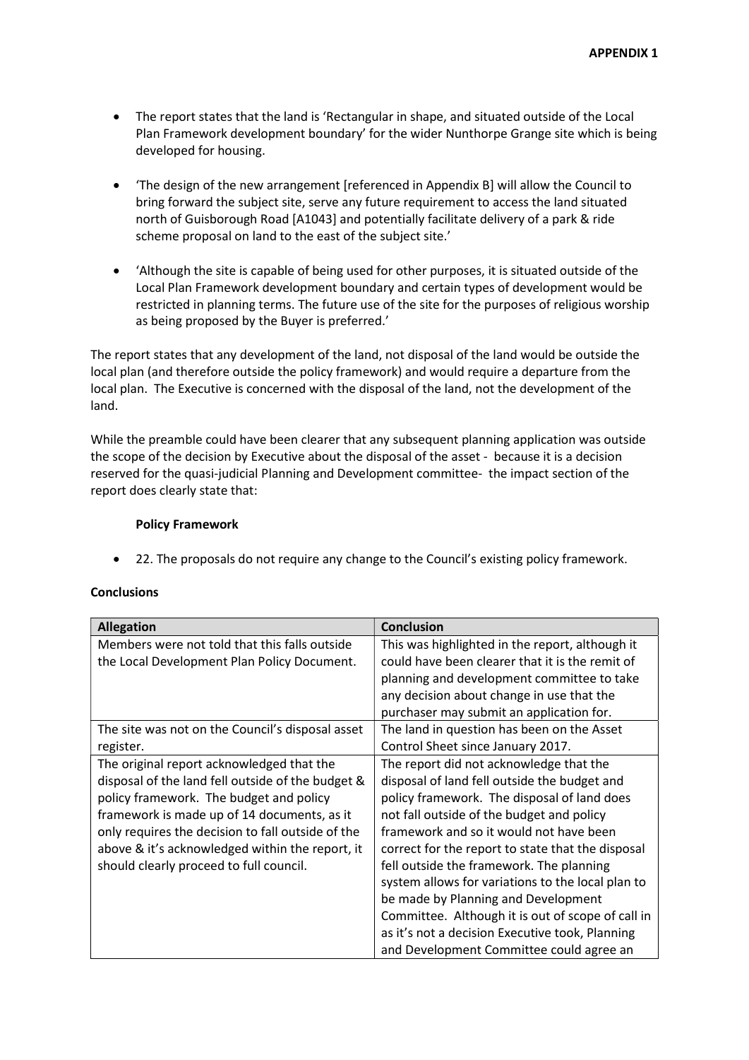**APPENDIX 1**

- The report states that the land is 'Rectangular in shape, and situated outside of the Local Plan Framework development boundary' for the wider Nunthorpe Grange site which is being developed for housing.

- 'The design of the new arrangement [referenced in Appendix B] will allow the Council to bring forward the subject site, serve any future requirement to access the land situated north of Guisborough Road [A1043] and potentially facilitate delivery of a park & ride scheme proposal on land to the east of the subject site.'

- 'Although the site is capable of being used for other purposes, it is situated outside of the Local Plan Framework development boundary and certain types of development would be restricted in planning terms. The future use of the site for the purposes of religious worship as being proposed by the Buyer is preferred.'

The report states that any development of the land, not disposal of the land would be outside the local plan (and therefore outside the policy framework) and would require a departure from the local plan. The Executive is concerned with the disposal of the land, not the development of the land.

While the preamble could have been clearer that any subsequent planning application was outside the scope of the decision by Executive about the disposal of the asset - because it is a decision reserved for the quasi-judicial Planning and Development committee- the impact section of the report does clearly state that:

**Policy Framework**

- 22. The proposals do not require any change to the Council's existing policy framework.

**Conclusions**

| Allegation | Conclusion |
|---|---|
| Members were not told that this falls outside the Local Development Plan Policy Document. | This was highlighted in the report, although it could have been clearer that it is the remit of planning and development committee to take any decision about change in use that the purchaser may submit an application for. |
| The site was not on the Council's disposal asset register. | The land in question has been on the Asset Control Sheet since January 2017. |
| The original report acknowledged that the disposal of the land fell outside of the budget & policy framework. The budget and policy framework is made up of 14 documents, as it only requires the decision to fall outside of the above & it's acknowledged within the report, it should clearly proceed to full council. | The report did not acknowledge that the disposal of land fell outside the budget and policy framework. The disposal of land does not fall outside of the budget and policy framework and so it would not have been correct for the report to state that the disposal fell outside the framework. The planning system allows for variations to the local plan to be made by Planning and Development Committee. Although it is out of scope of call in as it's not a decision Executive took, Planning and Development Committee could agree an |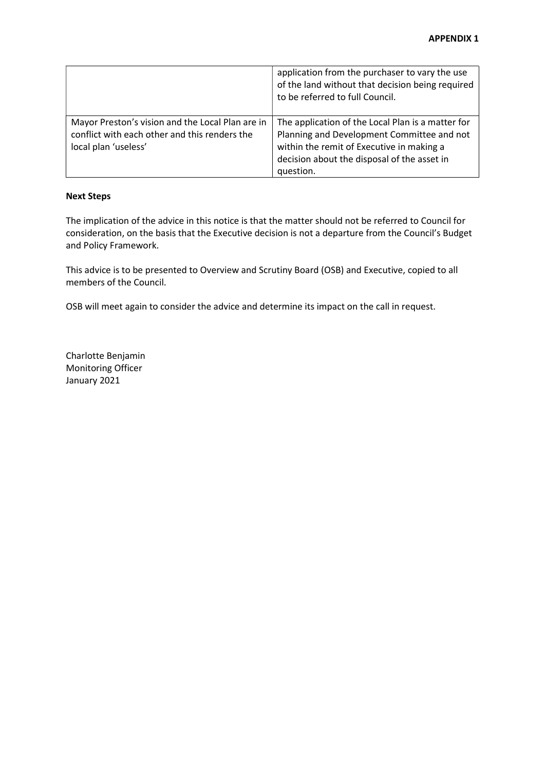**APPENDIX 1**

| | |
|---|---|
| | application from the purchaser to vary the use of the land without that decision being required to be referred to full Council. |
| Mayor Preston's vision and the Local Plan are in conflict with each other and this renders the local plan 'useless' | The application of the Local Plan is a matter for Planning and Development Committee and not within the remit of Executive in making a decision about the disposal of the asset in question. |

**Next Steps**

The implication of the advice in this notice is that the matter should not be referred to Council for consideration, on the basis that the Executive decision is not a departure from the Council's Budget and Policy Framework.

This advice is to be presented to Overview and Scrutiny Board (OSB) and Executive, copied to all members of the Council.

OSB will meet again to consider the advice and determine its impact on the call in request.

Charlotte Benjamin
Monitoring Officer
January 2021